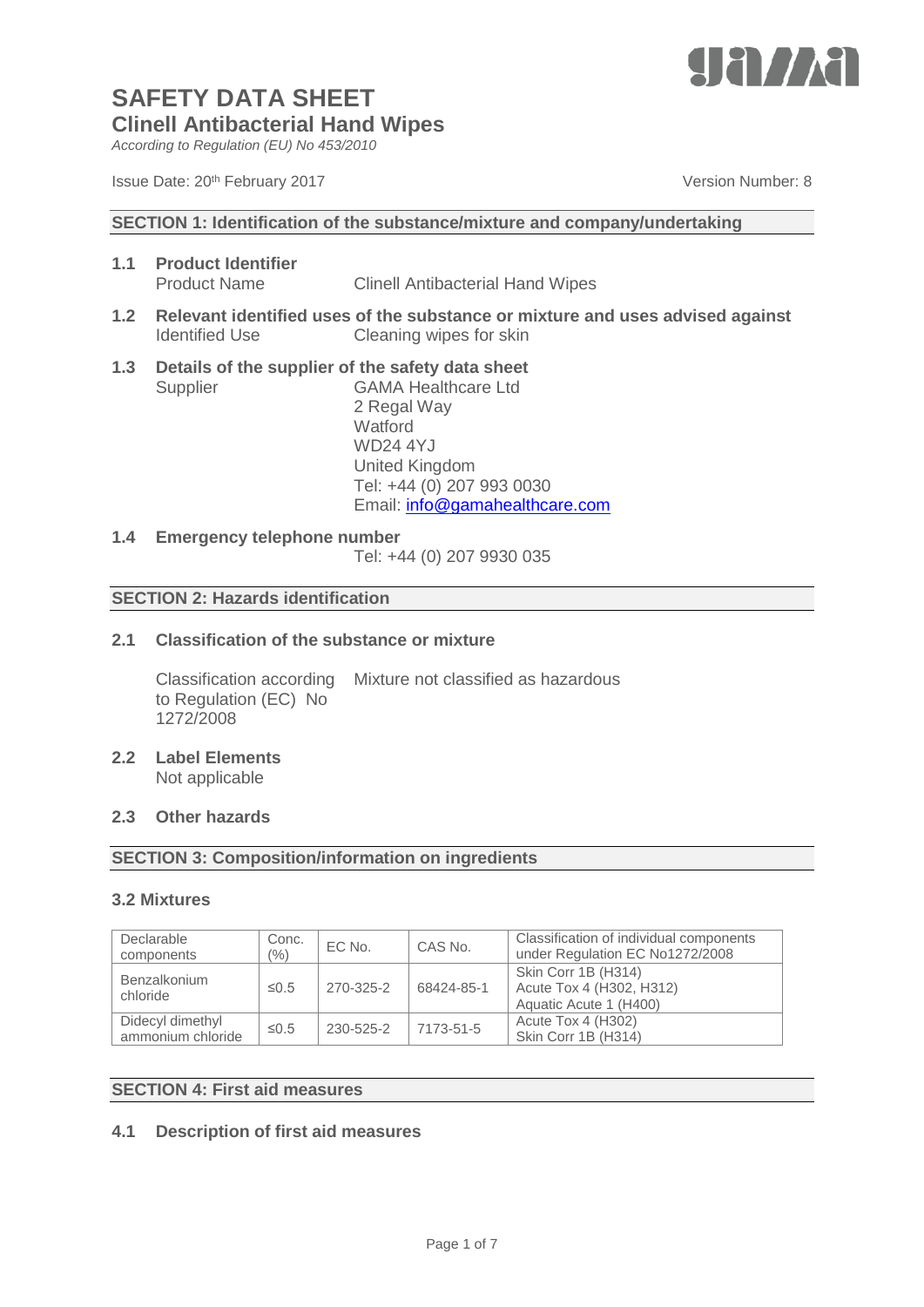# SAFETY DATA SHEET

## Clinell Antibacterial Hand Wipes

*According to Regulation (EU) No 453/2010*

Issue Date: 20th February 2017 Version Number: 8

### SECTION 1: Identification of the substance/mixture and company/undertaking

**1.1 Product Identifier**

Product Name Clinell Antibacterial Hand Wipes

**1.2 Relevant identified uses of the substance or mixture and uses advised against**

Identified Use Cleaning wipes for skin

**1.3 Details of the supplier of the safety data sheet**

Supplier GAMA Healthcare Ltd
2 Regal Way
Watford
WD24 4YJ
United Kingdom
Tel: +44 (0) 207 993 0030
Email: info@gamahealthcare.com

**1.4 Emergency telephone number**

Tel: +44 (0) 207 9930 035

### SECTION 2: Hazards identification

**2.1 Classification of the substance or mixture**

Classification according to Regulation (EC) No 1272/2008 Mixture not classified as hazardous

**2.2 Label Elements**

Not applicable

**2.3 Other hazards**

### SECTION 3: Composition/information on ingredients

**3.2 Mixtures**

| Declarable components | Conc. (%) | EC No. | CAS No. | Classification of individual components under Regulation EC No1272/2008 |
|---|---|---|---|---|
| Benzalkonium chloride | ≤0.5 | 270-325-2 | 68424-85-1 | Skin Corr 1B (H314)<br>Acute Tox 4 (H302, H312)<br>Aquatic Acute 1 (H400) |
| Didecyl dimethyl ammonium chloride | ≤0.5 | 230-525-2 | 7173-51-5 | Acute Tox 4 (H302)<br>Skin Corr 1B (H314) |

### SECTION 4: First aid measures

**4.1 Description of first aid measures**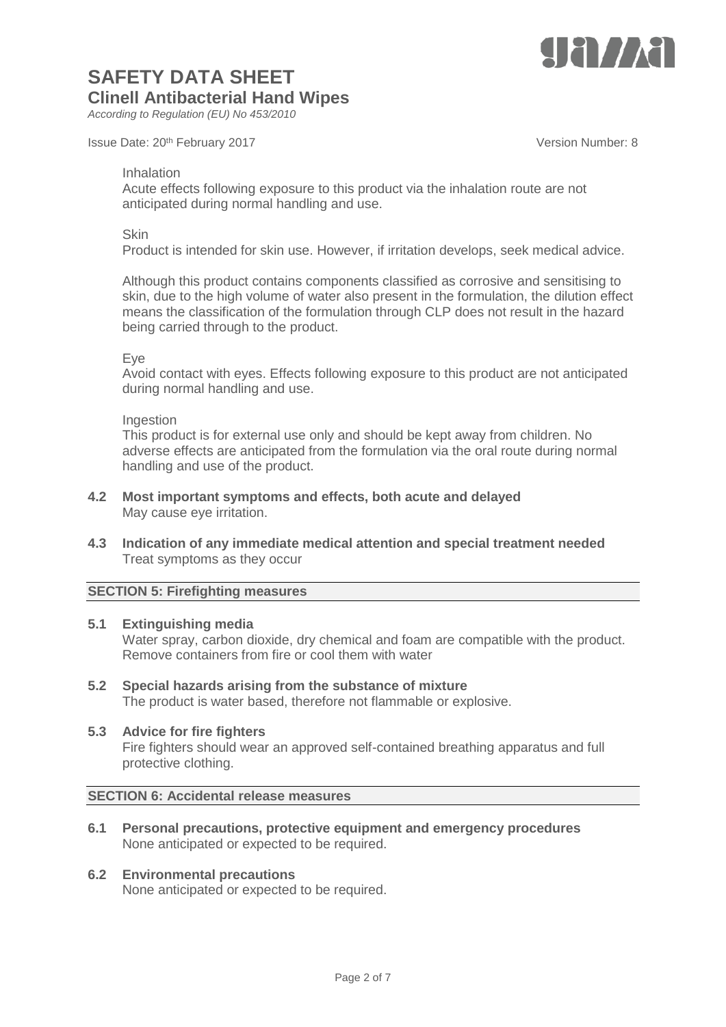Inhalation

Acute effects following exposure to this product via the inhalation route are not anticipated during normal handling and use.

Skin

Product is intended for skin use. However, if irritation develops, seek medical advice.

Although this product contains components classified as corrosive and sensitising to skin, due to the high volume of water also present in the formulation, the dilution effect means the classification of the formulation through CLP does not result in the hazard being carried through to the product.

Eye

Avoid contact with eyes. Effects following exposure to this product are not anticipated during normal handling and use.

Ingestion

This product is for external use only and should be kept away from children. No adverse effects are anticipated from the formulation via the oral route during normal handling and use of the product.

**4.2 Most important symptoms and effects, both acute and delayed**

May cause eye irritation.

**4.3 Indication of any immediate medical attention and special treatment needed**

Treat symptoms as they occur

## SECTION 5: Firefighting measures

**5.1 Extinguishing media**

Water spray, carbon dioxide, dry chemical and foam are compatible with the product. Remove containers from fire or cool them with water

**5.2 Special hazards arising from the substance of mixture**

The product is water based, therefore not flammable or explosive.

**5.3 Advice for fire fighters**

Fire fighters should wear an approved self-contained breathing apparatus and full protective clothing.

## SECTION 6: Accidental release measures

**6.1 Personal precautions, protective equipment and emergency procedures**

None anticipated or expected to be required.

**6.2 Environmental precautions**

None anticipated or expected to be required.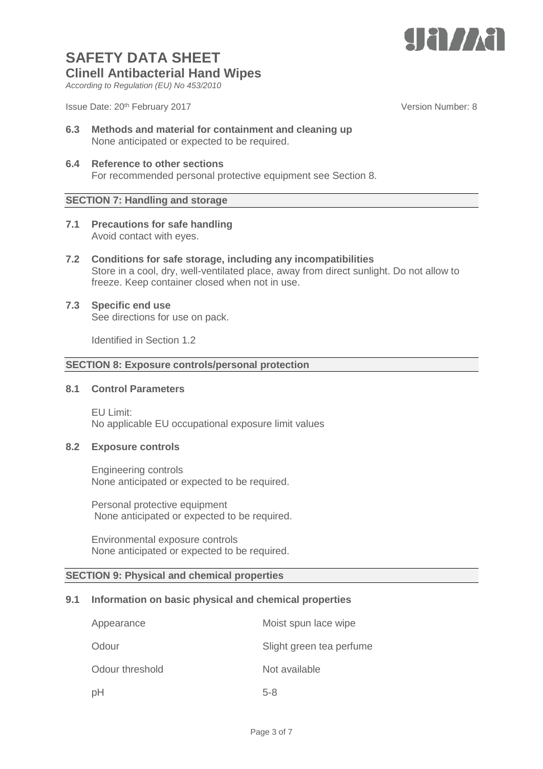**6.3 Methods and material for containment and cleaning up**
None anticipated or expected to be required.

**6.4 Reference to other sections**
For recommended personal protective equipment see Section 8.

## SECTION 7: Handling and storage

**7.1 Precautions for safe handling**
Avoid contact with eyes.

**7.2 Conditions for safe storage, including any incompatibilities**
Store in a cool, dry, well-ventilated place, away from direct sunlight. Do not allow to freeze. Keep container closed when not in use.

**7.3 Specific end use**
See directions for use on pack.

Identified in Section 1.2

## SECTION 8: Exposure controls/personal protection

**8.1 Control Parameters**

EU Limit:
No applicable EU occupational exposure limit values

**8.2 Exposure controls**

Engineering controls
None anticipated or expected to be required.

Personal protective equipment
None anticipated or expected to be required.

Environmental exposure controls
None anticipated or expected to be required.

## SECTION 9: Physical and chemical properties

**9.1 Information on basic physical and chemical properties**

| | |
|---|---|
| Appearance | Moist spun lace wipe |
| Odour | Slight green tea perfume |
| Odour threshold | Not available |
| pH | 5-8 |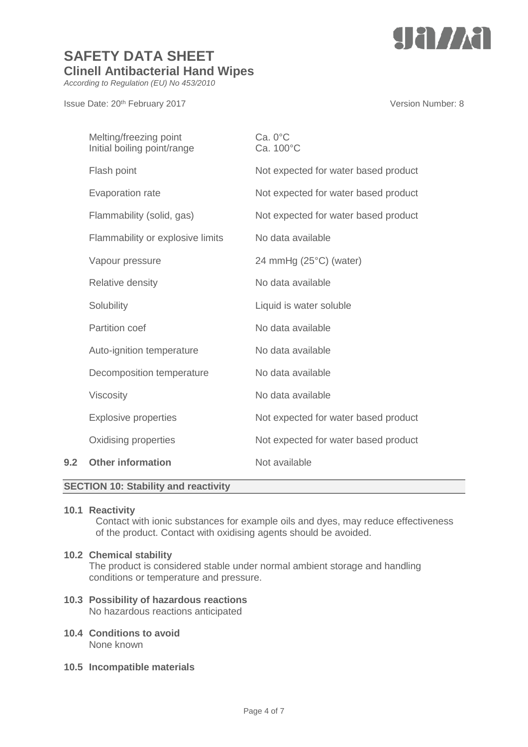| | |
|---|---|
| Melting/freezing point | Ca. 0°C |
| Initial boiling point/range | Ca. 100°C |
| Flash point | Not expected for water based product |
| Evaporation rate | Not expected for water based product |
| Flammability (solid, gas) | Not expected for water based product |
| Flammability or explosive limits | No data available |
| Vapour pressure | 24 mmHg (25°C) (water) |
| Relative density | No data available |
| Solubility | Liquid is water soluble |
| Partition coef | No data available |
| Auto-ignition temperature | No data available |
| Decomposition temperature | No data available |
| Viscosity | No data available |
| Explosive properties | Not expected for water based product |
| Oxidising properties | Not expected for water based product |

**9.2 Other information** Not available

## SECTION 10: Stability and reactivity

**10.1 Reactivity**

Contact with ionic substances for example oils and dyes, may reduce effectiveness of the product. Contact with oxidising agents should be avoided.

**10.2 Chemical stability**

The product is considered stable under normal ambient storage and handling conditions or temperature and pressure.

**10.3 Possibility of hazardous reactions**

No hazardous reactions anticipated

**10.4 Conditions to avoid**

None known

**10.5 Incompatible materials**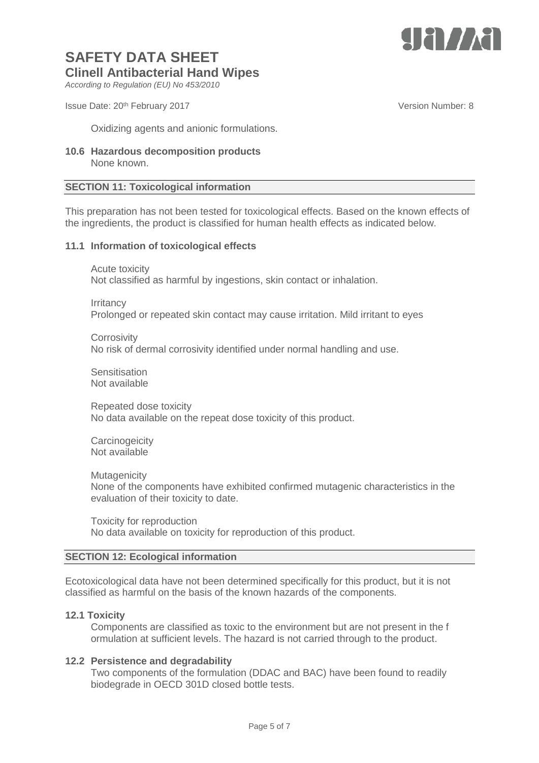Oxidizing agents and anionic formulations.

**10.6 Hazardous decomposition products**

None known.

## SECTION 11: Toxicological information

This preparation has not been tested for toxicological effects. Based on the known effects of the ingredients, the product is classified for human health effects as indicated below.

**11.1 Information of toxicological effects**

Acute toxicity
Not classified as harmful by ingestions, skin contact or inhalation.

Irritancy
Prolonged or repeated skin contact may cause irritation. Mild irritant to eyes

Corrosivity
No risk of dermal corrosivity identified under normal handling and use.

Sensitisation
Not available

Repeated dose toxicity
No data available on the repeat dose toxicity of this product.

Carcinogeicity
Not available

Mutagenicity
None of the components have exhibited confirmed mutagenic characteristics in the evaluation of their toxicity to date.

Toxicity for reproduction
No data available on toxicity for reproduction of this product.

## SECTION 12: Ecological information

Ecotoxicological data have not been determined specifically for this product, but it is not classified as harmful on the basis of the known hazards of the components.

**12.1 Toxicity**

Components are classified as toxic to the environment but are not present in the f ormulation at sufficient levels. The hazard is not carried through to the product.

**12.2 Persistence and degradability**

Two components of the formulation (DDAC and BAC) have been found to readily biodegrade in OECD 301D closed bottle tests.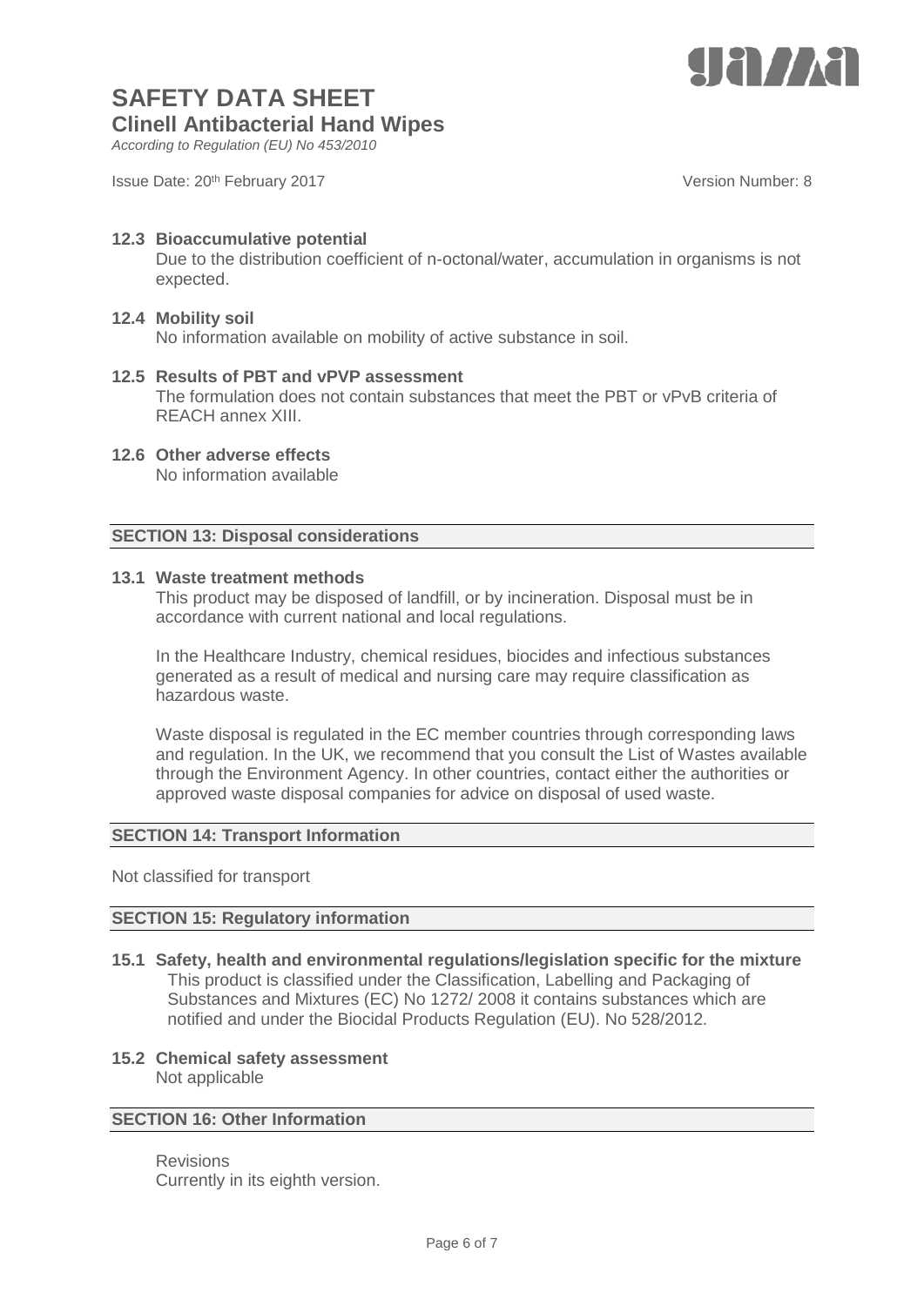**12.3 Bioaccumulative potential**
Due to the distribution coefficient of n-octonal/water, accumulation in organisms is not expected.

**12.4 Mobility soil**
No information available on mobility of active substance in soil.

**12.5 Results of PBT and vPVP assessment**
The formulation does not contain substances that meet the PBT or vPvB criteria of REACH annex XIII.

**12.6 Other adverse effects**
No information available

## SECTION 13: Disposal considerations

**13.1 Waste treatment methods**
This product may be disposed of landfill, or by incineration. Disposal must be in accordance with current national and local regulations.

In the Healthcare Industry, chemical residues, biocides and infectious substances generated as a result of medical and nursing care may require classification as hazardous waste.

Waste disposal is regulated in the EC member countries through corresponding laws and regulation. In the UK, we recommend that you consult the List of Wastes available through the Environment Agency. In other countries, contact either the authorities or approved waste disposal companies for advice on disposal of used waste.

## SECTION 14: Transport Information

Not classified for transport

## SECTION 15: Regulatory information

**15.1 Safety, health and environmental regulations/legislation specific for the mixture**
This product is classified under the Classification, Labelling and Packaging of Substances and Mixtures (EC) No 1272/ 2008 it contains substances which are notified and under the Biocidal Products Regulation (EU). No 528/2012.

**15.2 Chemical safety assessment**
Not applicable

## SECTION 16: Other Information

Revisions
Currently in its eighth version.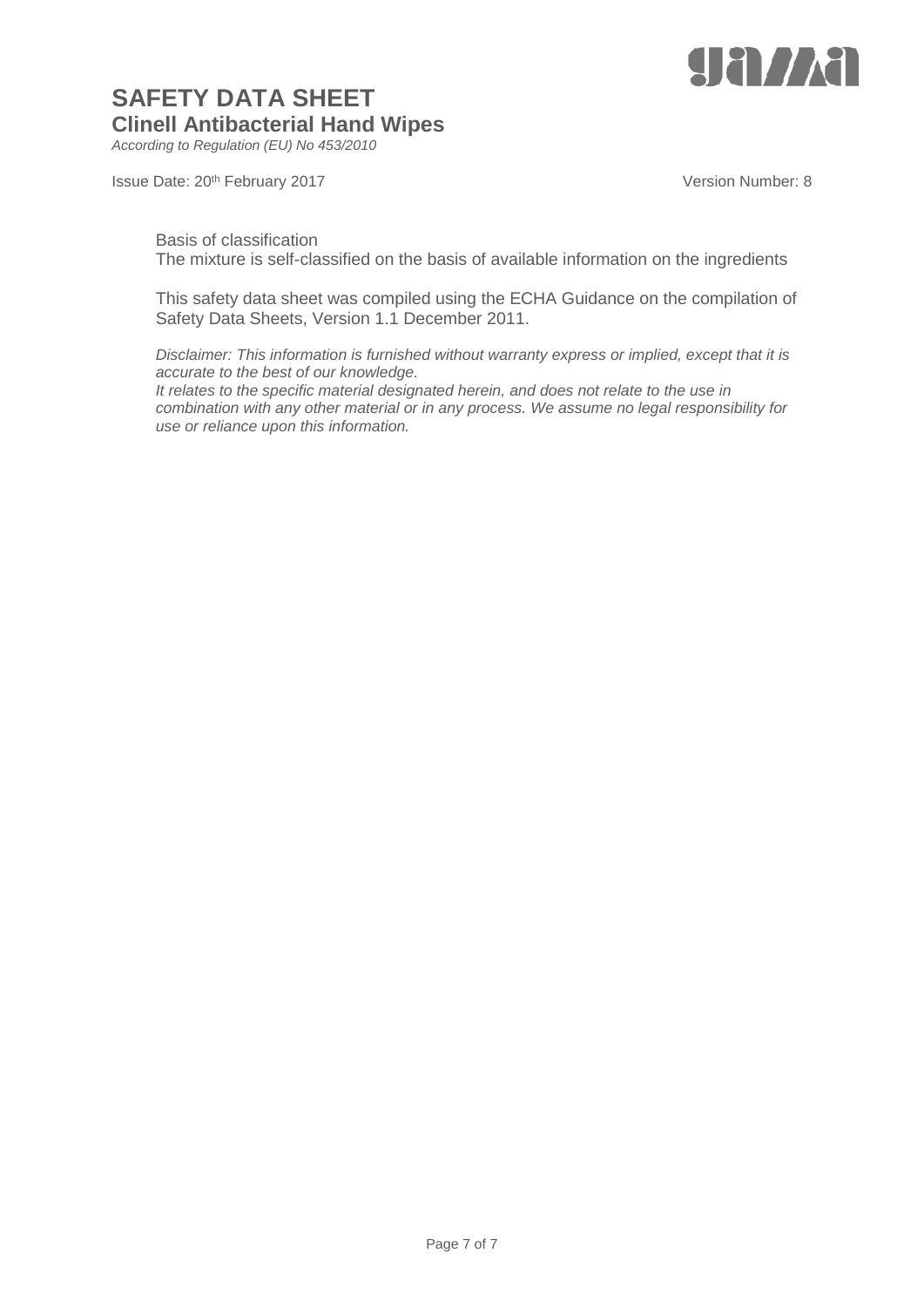Basis of classification
The mixture is self-classified on the basis of available information on the ingredients

This safety data sheet was compiled using the ECHA Guidance on the compilation of Safety Data Sheets, Version 1.1 December 2011.

*Disclaimer: This information is furnished without warranty express or implied, except that it is accurate to the best of our knowledge.*
*It relates to the specific material designated herein, and does not relate to the use in combination with any other material or in any process. We assume no legal responsibility for use or reliance upon this information.*